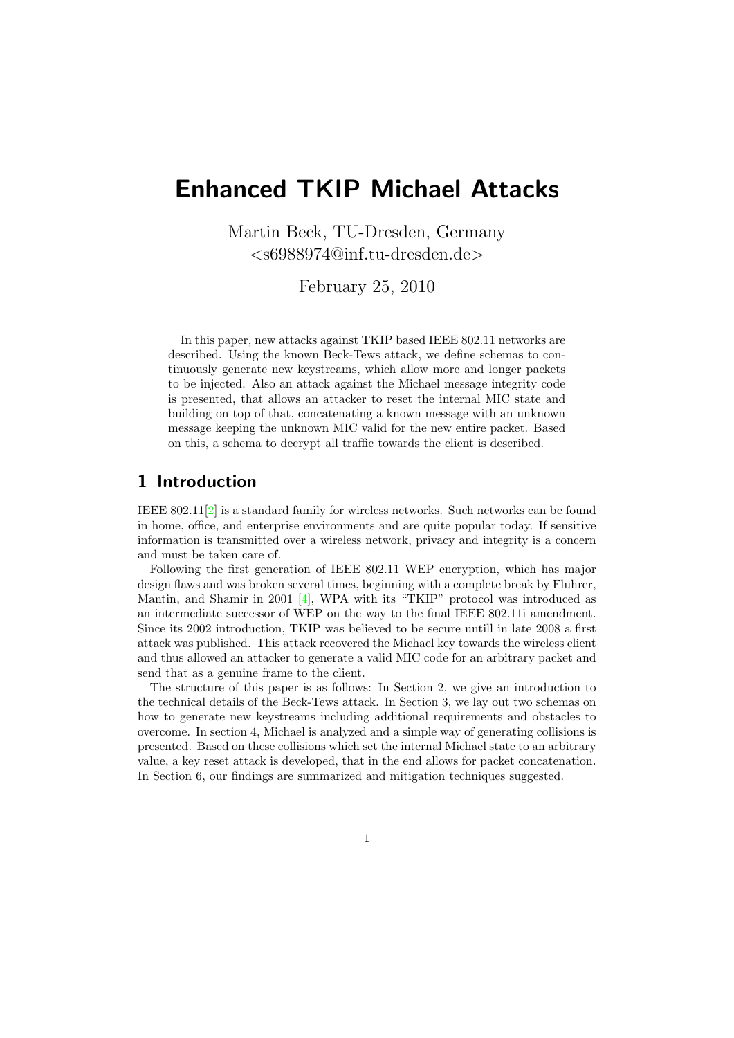# Enhanced TKIP Michael Attacks

Martin Beck, TU-Dresden, Germany
<s6988974@inf.tu-dresden.de>

February 25, 2010

In this paper, new attacks against TKIP based IEEE 802.11 networks are described. Using the known Beck-Tews attack, we define schemas to continuously generate new keystreams, which allow more and longer packets to be injected. Also an attack against the Michael message integrity code is presented, that allows an attacker to reset the internal MIC state and building on top of that, concatenating a known message with an unknown message keeping the unknown MIC valid for the new entire packet. Based on this, a schema to decrypt all traffic towards the client is described.

## 1 Introduction

IEEE 802.11[2] is a standard family for wireless networks. Such networks can be found in home, office, and enterprise environments and are quite popular today. If sensitive information is transmitted over a wireless network, privacy and integrity is a concern and must be taken care of.

Following the first generation of IEEE 802.11 WEP encryption, which has major design flaws and was broken several times, beginning with a complete break by Fluhrer, Mantin, and Shamir in 2001 [4], WPA with its "TKIP" protocol was introduced as an intermediate successor of WEP on the way to the final IEEE 802.11i amendment. Since its 2002 introduction, TKIP was believed to be secure untill in late 2008 a first attack was published. This attack recovered the Michael key towards the wireless client and thus allowed an attacker to generate a valid MIC code for an arbitrary packet and send that as a genuine frame to the client.

The structure of this paper is as follows: In Section 2, we give an introduction to the technical details of the Beck-Tews attack. In Section 3, we lay out two schemas on how to generate new keystreams including additional requirements and obstacles to overcome. In section 4, Michael is analyzed and a simple way of generating collisions is presented. Based on these collisions which set the internal Michael state to an arbitrary value, a key reset attack is developed, that in the end allows for packet concatenation. In Section 6, our findings are summarized and mitigation techniques suggested.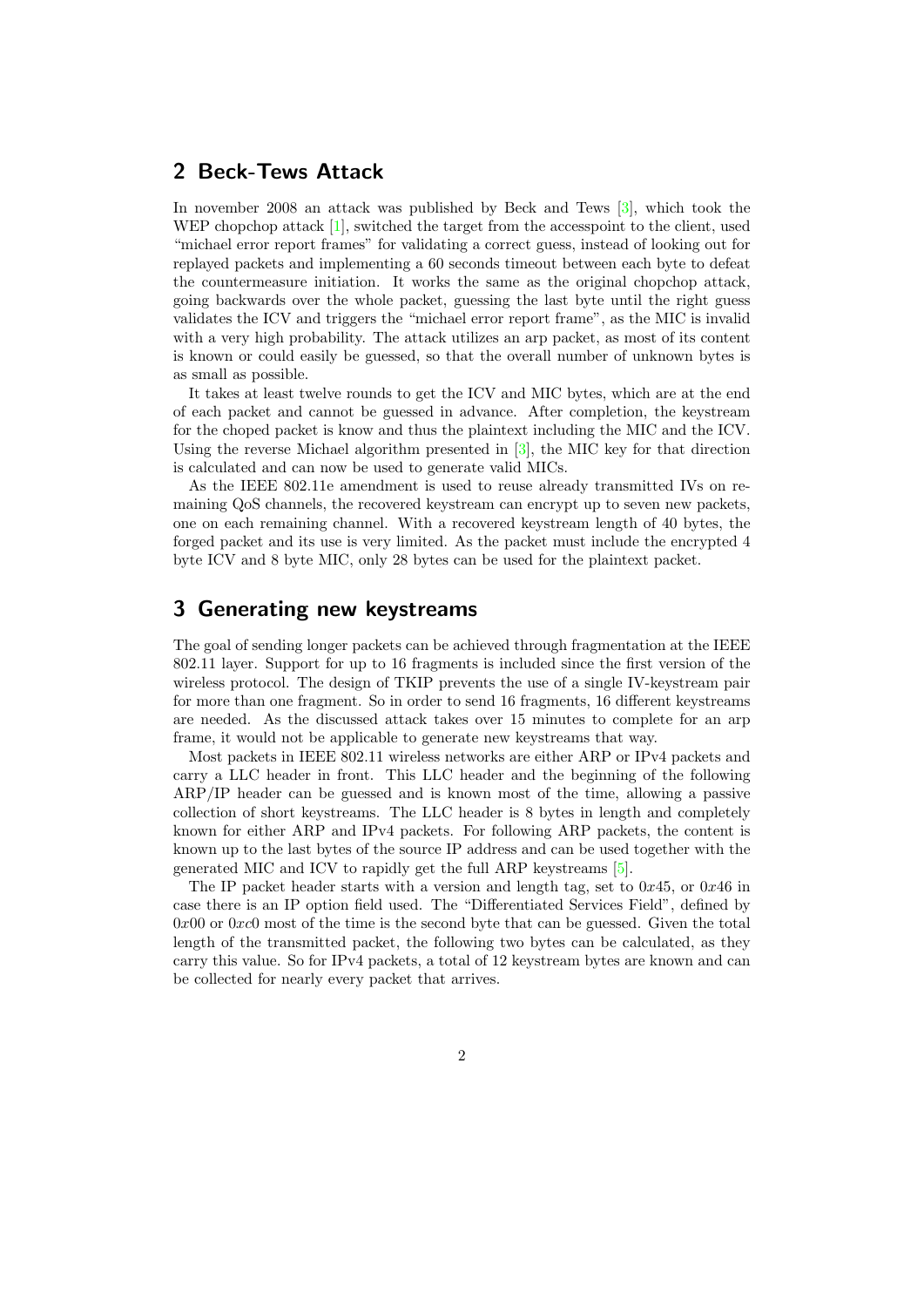## 2 Beck-Tews Attack

In november 2008 an attack was published by Beck and Tews [3], which took the WEP chopchop attack [1], switched the target from the accesspoint to the client, used "michael error report frames" for validating a correct guess, instead of looking out for replayed packets and implementing a 60 seconds timeout between each byte to defeat the countermeasure initiation. It works the same as the original chopchop attack, going backwards over the whole packet, guessing the last byte until the right guess validates the ICV and triggers the "michael error report frame", as the MIC is invalid with a very high probability. The attack utilizes an arp packet, as most of its content is known or could easily be guessed, so that the overall number of unknown bytes is as small as possible.

It takes at least twelve rounds to get the ICV and MIC bytes, which are at the end of each packet and cannot be guessed in advance. After completion, the keystream for the choped packet is know and thus the plaintext including the MIC and the ICV. Using the reverse Michael algorithm presented in [3], the MIC key for that direction is calculated and can now be used to generate valid MICs.

As the IEEE 802.11e amendment is used to reuse already transmitted IVs on remaining QoS channels, the recovered keystream can encrypt up to seven new packets, one on each remaining channel. With a recovered keystream length of 40 bytes, the forged packet and its use is very limited. As the packet must include the encrypted 4 byte ICV and 8 byte MIC, only 28 bytes can be used for the plaintext packet.

## 3 Generating new keystreams

The goal of sending longer packets can be achieved through fragmentation at the IEEE 802.11 layer. Support for up to 16 fragments is included since the first version of the wireless protocol. The design of TKIP prevents the use of a single IV-keystream pair for more than one fragment. So in order to send 16 fragments, 16 different keystreams are needed. As the discussed attack takes over 15 minutes to complete for an arp frame, it would not be applicable to generate new keystreams that way.

Most packets in IEEE 802.11 wireless networks are either ARP or IPv4 packets and carry a LLC header in front. This LLC header and the beginning of the following ARP/IP header can be guessed and is known most of the time, allowing a passive collection of short keystreams. The LLC header is 8 bytes in length and completely known for either ARP and IPv4 packets. For following ARP packets, the content is known up to the last bytes of the source IP address and can be used together with the generated MIC and ICV to rapidly get the full ARP keystreams [5].

The IP packet header starts with a version and length tag, set to $0x45$, or $0x46$ in case there is an IP option field used. The "Differentiated Services Field", defined by $0x00$ or $0xc0$ most of the time is the second byte that can be guessed. Given the total length of the transmitted packet, the following two bytes can be calculated, as they carry this value. So for IPv4 packets, a total of 12 keystream bytes are known and can be collected for nearly every packet that arrives.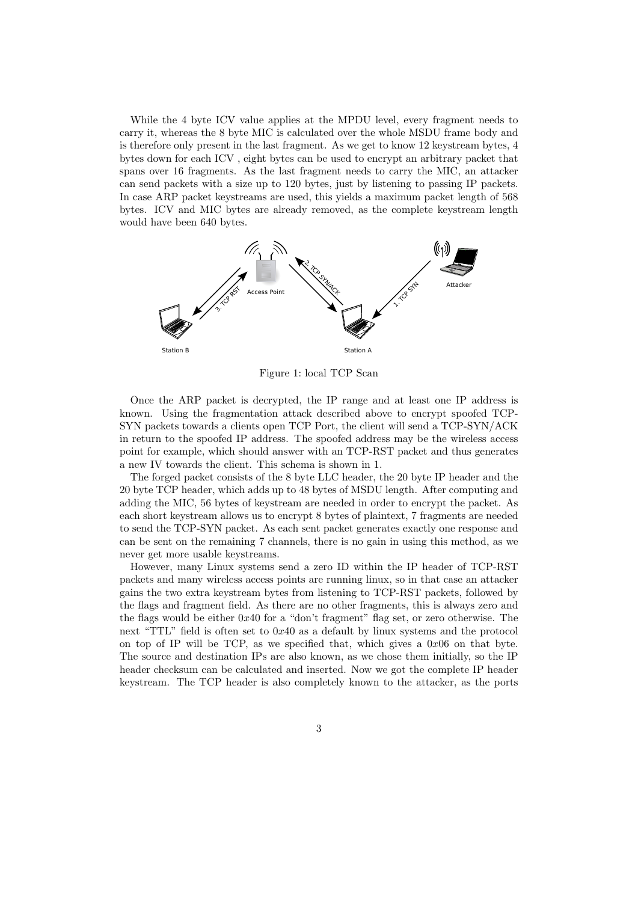While the 4 byte ICV value applies at the MPDU level, every fragment needs to carry it, whereas the 8 byte MIC is calculated over the whole MSDU frame body and is therefore only present in the last fragment. As we get to know 12 keystream bytes, 4 bytes down for each ICV , eight bytes can be used to encrypt an arbitrary packet that spans over 16 fragments. As the last fragment needs to carry the MIC, an attacker can send packets with a size up to 120 bytes, just by listening to passing IP packets. In case ARP packet keystreams are used, this yields a maximum packet length of 568 bytes. ICV and MIC bytes are already removed, as the complete keystream length would have been 640 bytes.

Figure 1: local TCP Scan

Once the ARP packet is decrypted, the IP range and at least one IP address is known. Using the fragmentation attack described above to encrypt spoofed TCP-SYN packets towards a clients open TCP Port, the client will send a TCP-SYN/ACK in return to the spoofed IP address. The spoofed address may be the wireless access point for example, which should answer with an TCP-RST packet and thus generates a new IV towards the client. This schema is shown in 1.

The forged packet consists of the 8 byte LLC header, the 20 byte IP header and the 20 byte TCP header, which adds up to 48 bytes of MSDU length. After computing and adding the MIC, 56 bytes of keystream are needed in order to encrypt the packet. As each short keystream allows us to encrypt 8 bytes of plaintext, 7 fragments are needed to send the TCP-SYN packet. As each sent packet generates exactly one response and can be sent on the remaining 7 channels, there is no gain in using this method, as we never get more usable keystreams.

However, many Linux systems send a zero ID within the IP header of TCP-RST packets and many wireless access points are running linux, so in that case an attacker gains the two extra keystream bytes from listening to TCP-RST packets, followed by the flags and fragment field. As there are no other fragments, this is always zero and the flags would be either $0x40$ for a "don't fragment" flag set, or zero otherwise. The next "TTL" field is often set to $0x40$ as a default by linux systems and the protocol on top of IP will be TCP, as we specified that, which gives a $0x06$ on that byte. The source and destination IPs are also known, as we chose them initially, so the IP header checksum can be calculated and inserted. Now we got the complete IP header keystream. The TCP header is also completely known to the attacker, as the ports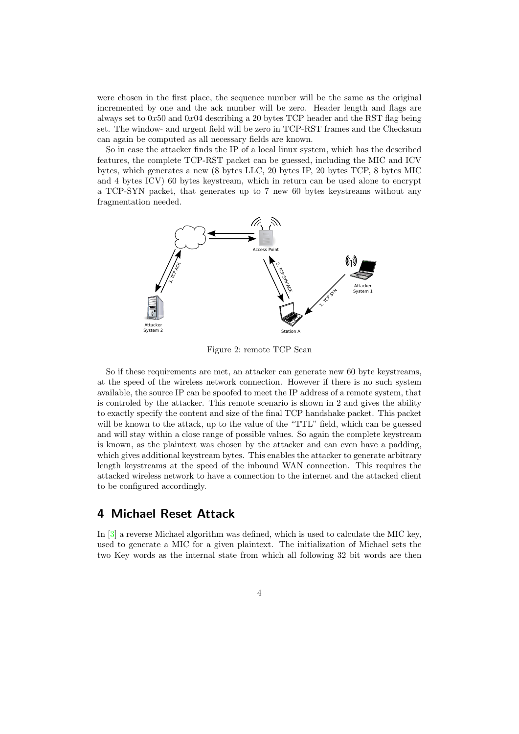were chosen in the first place, the sequence number will be the same as the original incremented by one and the ack number will be zero. Header length and flags are always set to $0x50$ and $0x04$ describing a 20 bytes TCP header and the RST flag being set. The window- and urgent field will be zero in TCP-RST frames and the Checksum can again be computed as all necessary fields are known.

So in case the attacker finds the IP of a local linux system, which has the described features, the complete TCP-RST packet can be guessed, including the MIC and ICV bytes, which generates a new (8 bytes LLC, 20 bytes IP, 20 bytes TCP, 8 bytes MIC and 4 bytes ICV) 60 bytes keystream, which in return can be used alone to encrypt a TCP-SYN packet, that generates up to 7 new 60 bytes keystreams without any fragmentation needed.

Figure 2: remote TCP Scan

So if these requirements are met, an attacker can generate new 60 byte keystreams, at the speed of the wireless network connection. However if there is no such system available, the source IP can be spoofed to meet the IP address of a remote system, that is controled by the attacker. This remote scenario is shown in 2 and gives the ability to exactly specify the content and size of the final TCP handshake packet. This packet will be known to the attack, up to the value of the "TTL" field, which can be guessed and will stay within a close range of possible values. So again the complete keystream is known, as the plaintext was chosen by the attacker and can even have a padding, which gives additional keystream bytes. This enables the attacker to generate arbitrary length keystreams at the speed of the inbound WAN connection. This requires the attacked wireless network to have a connection to the internet and the attacked client to be configured accordingly.

## 4 Michael Reset Attack

In [3] a reverse Michael algorithm was defined, which is used to calculate the MIC key, used to generate a MIC for a given plaintext. The initialization of Michael sets the two Key words as the internal state from which all following 32 bit words are then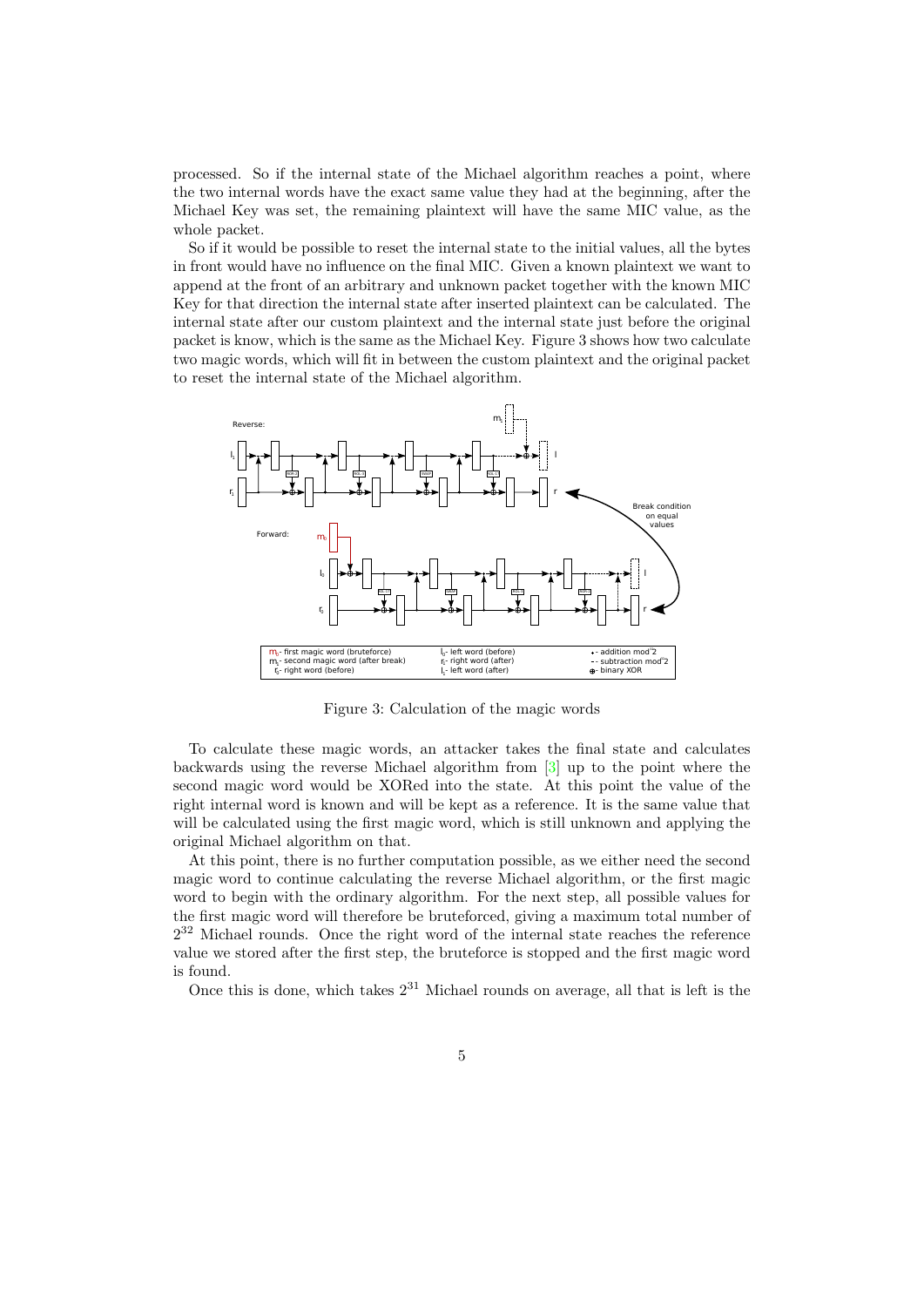processed. So if the internal state of the Michael algorithm reaches a point, where the two internal words have the exact same value they had at the beginning, after the Michael Key was set, the remaining plaintext will have the same MIC value, as the whole packet.

So if it would be possible to reset the internal state to the initial values, all the bytes in front would have no influence on the final MIC. Given a known plaintext we want to append at the front of an arbitrary and unknown packet together with the known MIC Key for that direction the internal state after inserted plaintext can be calculated. The internal state after our custom plaintext and the internal state just before the original packet is know, which is the same as the Michael Key. Figure 3 shows how two calculate two magic words, which will fit in between the custom plaintext and the original packet to reset the internal state of the Michael algorithm.

Figure 3: Calculation of the magic words

To calculate these magic words, an attacker takes the final state and calculates backwards using the reverse Michael algorithm from [3] up to the point where the second magic word would be XORed into the state. At this point the value of the right internal word is known and will be kept as a reference. It is the same value that will be calculated using the first magic word, which is still unknown and applying the original Michael algorithm on that.

At this point, there is no further computation possible, as we either need the second magic word to continue calculating the reverse Michael algorithm, or the first magic word to begin with the ordinary algorithm. For the next step, all possible values for the first magic word will therefore be bruteforced, giving a maximum total number of $2^{32}$ Michael rounds. Once the right word of the internal state reaches the reference value we stored after the first step, the bruteforce is stopped and the first magic word is found.

Once this is done, which takes $2^{31}$ Michael rounds on average, all that is left is the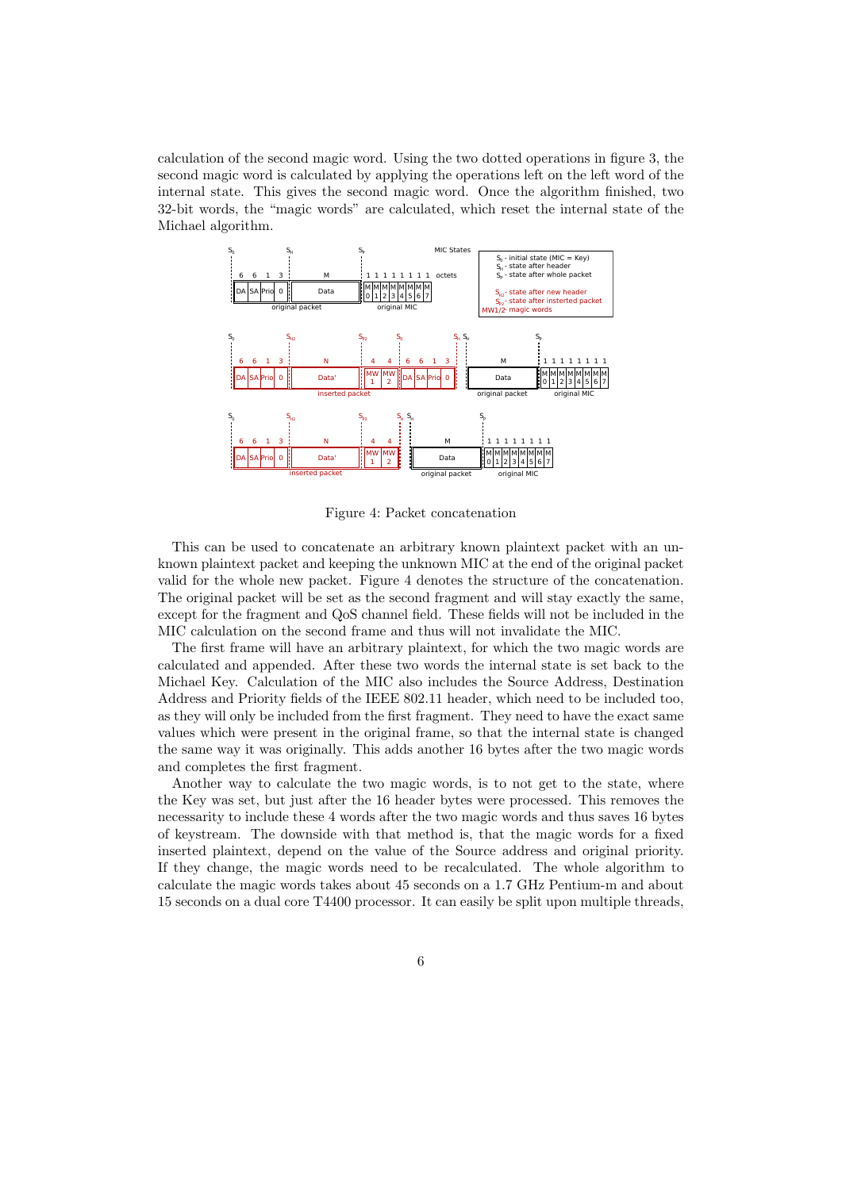calculation of the second magic word. Using the two dotted operations in figure 3, the second magic word is calculated by applying the operations left on the left word of the internal state. This gives the second magic word. Once the algorithm finished, two 32-bit words, the "magic words" are calculated, which reset the internal state of the Michael algorithm.

Figure 4: Packet concatenation

This can be used to concatenate an arbitrary known plaintext packet with an unknown plaintext packet and keeping the unknown MIC at the end of the original packet valid for the whole new packet. Figure 4 denotes the structure of the concatenation. The original packet will be set as the second fragment and will stay exactly the same, except for the fragment and QoS channel field. These fields will not be included in the MIC calculation on the second frame and thus will not invalidate the MIC.

The first frame will have an arbitrary plaintext, for which the two magic words are calculated and appended. After these two words the internal state is set back to the Michael Key. Calculation of the MIC also includes the Source Address, Destination Address and Priority fields of the IEEE 802.11 header, which need to be included too, as they will only be included from the first fragment. They need to have the exact same values which were present in the original frame, so that the internal state is changed the same way it was originally. This adds another 16 bytes after the two magic words and completes the first fragment.

Another way to calculate the two magic words, is to not get to the state, where the Key was set, but just after the 16 header bytes were processed. This removes the necessarity to include these 4 words after the two magic words and thus saves 16 bytes of keystream. The downside with that method is, that the magic words for a fixed inserted plaintext, depend on the value of the Source address and original priority. If they change, the magic words need to be recalculated. The whole algorithm to calculate the magic words takes about 45 seconds on a 1.7 GHz Pentium-m and about 15 seconds on a dual core T4400 processor. It can easily be split upon multiple threads,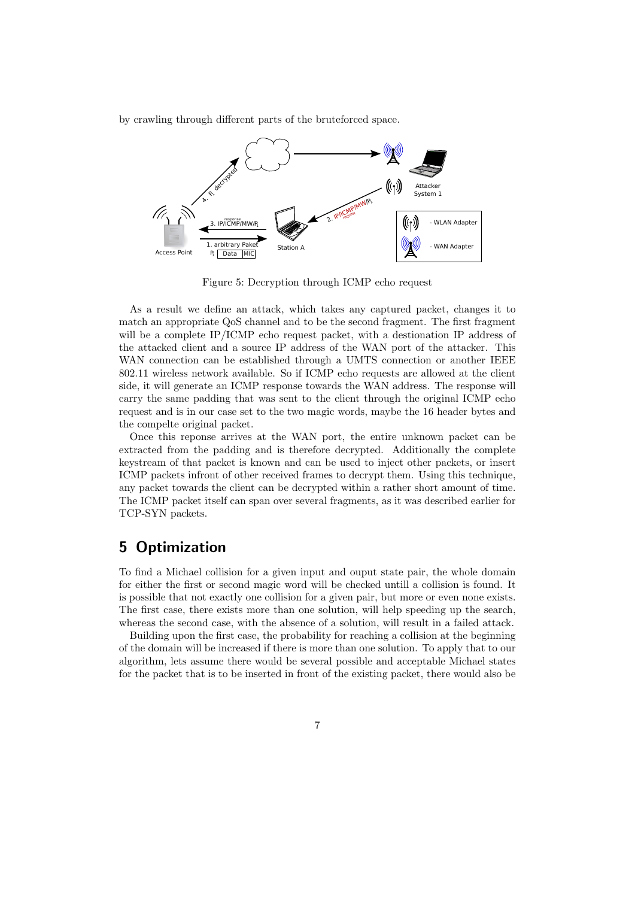by crawling through different parts of the bruteforced space.

Figure 5: Decryption through ICMP echo request

As a result we define an attack, which takes any captured packet, changes it to match an appropriate QoS channel and to be the second fragment. The first fragment will be a complete IP/ICMP echo request packet, with a destionation IP address of the attacked client and a source IP address of the WAN port of the attacker. This WAN connection can be established through a UMTS connection or another IEEE 802.11 wireless network available. So if ICMP echo requests are allowed at the client side, it will generate an ICMP response towards the WAN address. The response will carry the same padding that was sent to the client through the original ICMP echo request and is in our case set to the two magic words, maybe the 16 header bytes and the compelte original packet.

Once this reponse arrives at the WAN port, the entire unknown packet can be extracted from the padding and is therefore decrypted. Additionally the complete keystream of that packet is known and can be used to inject other packets, or insert ICMP packets infront of other received frames to decrypt them. Using this technique, any packet towards the client can be decrypted within a rather short amount of time. The ICMP packet itself can span over several fragments, as it was described earlier for TCP-SYN packets.

## 5 Optimization

To find a Michael collision for a given input and ouput state pair, the whole domain for either the first or second magic word will be checked untill a collision is found. It is possible that not exactly one collision for a given pair, but more or even none exists. The first case, there exists more than one solution, will help speeding up the search, whereas the second case, with the absence of a solution, will result in a failed attack.

Building upon the first case, the probability for reaching a collision at the beginning of the domain will be increased if there is more than one solution. To apply that to our algorithm, lets assume there would be several possible and acceptable Michael states for the packet that is to be inserted in front of the existing packet, there would also be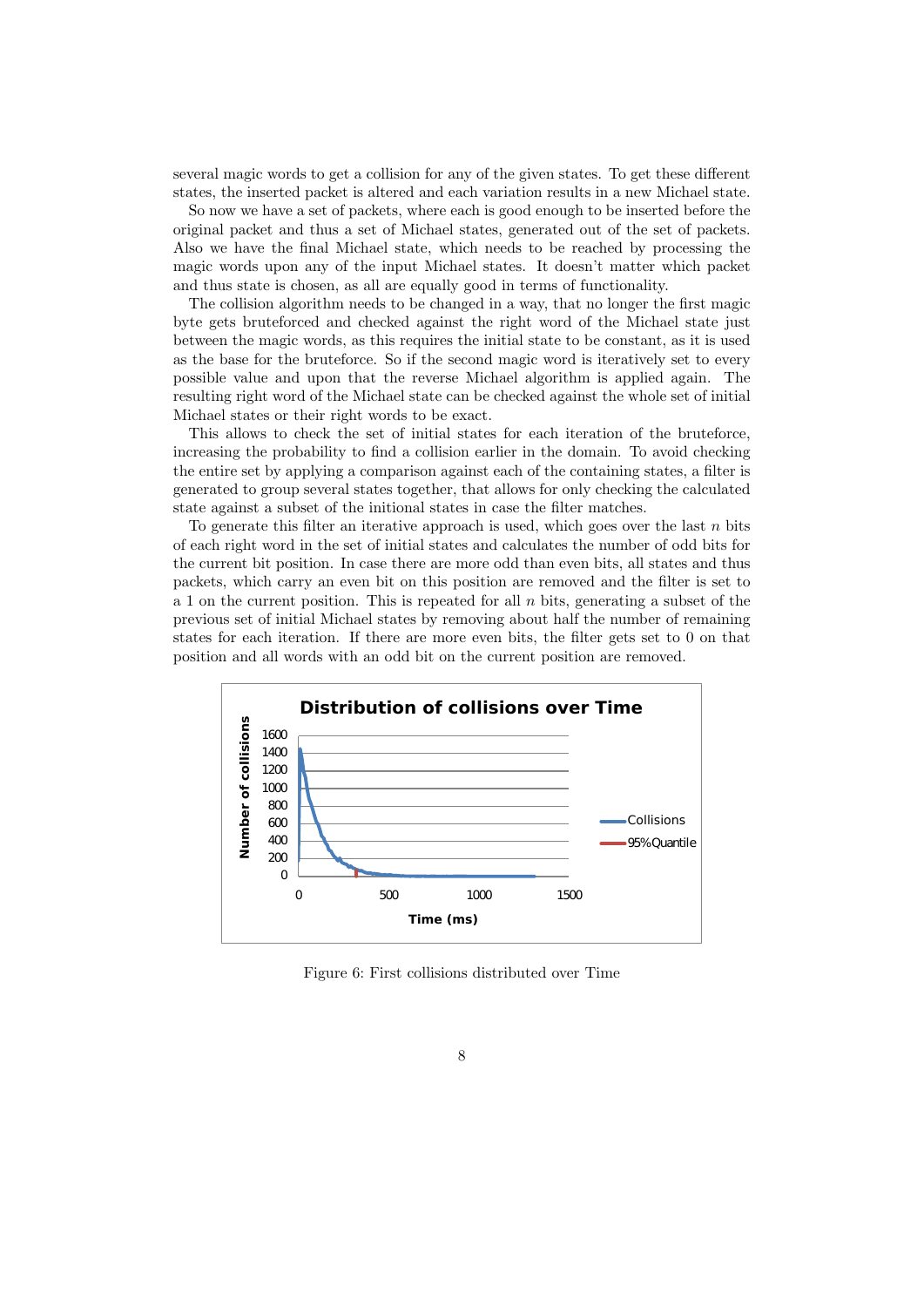several magic words to get a collision for any of the given states. To get these different states, the inserted packet is altered and each variation results in a new Michael state.

So now we have a set of packets, where each is good enough to be inserted before the original packet and thus a set of Michael states, generated out of the set of packets. Also we have the final Michael state, which needs to be reached by processing the magic words upon any of the input Michael states. It doesn't matter which packet and thus state is chosen, as all are equally good in terms of functionality.

The collision algorithm needs to be changed in a way, that no longer the first magic byte gets bruteforced and checked against the right word of the Michael state just between the magic words, as this requires the initial state to be constant, as it is used as the base for the bruteforce. So if the second magic word is iteratively set to every possible value and upon that the reverse Michael algorithm is applied again. The resulting right word of the Michael state can be checked against the whole set of initial Michael states or their right words to be exact.

This allows to check the set of initial states for each iteration of the bruteforce, increasing the probability to find a collision earlier in the domain. To avoid checking the entire set by applying a comparison against each of the containing states, a filter is generated to group several states together, that allows for only checking the calculated state against a subset of the initional states in case the filter matches.

To generate this filter an iterative approach is used, which goes over the last $n$ bits of each right word in the set of initial states and calculates the number of odd bits for the current bit position. In case there are more odd than even bits, all states and thus packets, which carry an even bit on this position are removed and the filter is set to a 1 on the current position. This is repeated for all $n$ bits, generating a subset of the previous set of initial Michael states by removing about half the number of remaining states for each iteration. If there are more even bits, the filter gets set to 0 on that position and all words with an odd bit on the current position are removed.

Figure 6: First collisions distributed over Time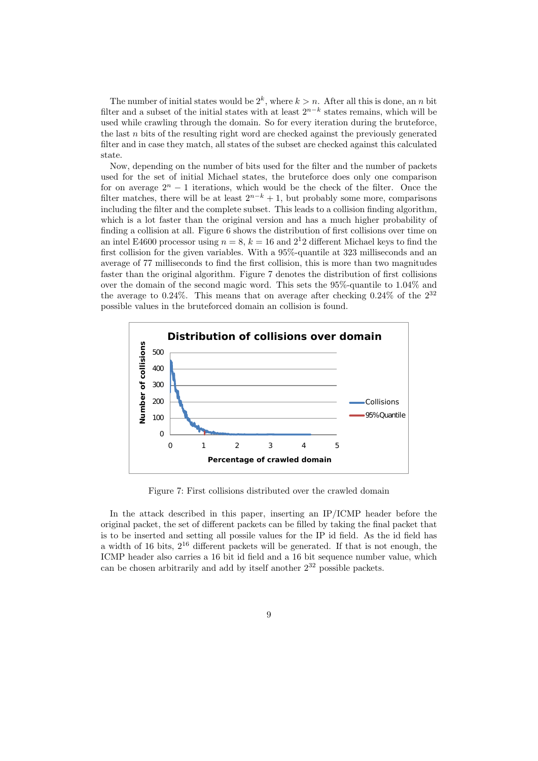The number of initial states would be $2^k$, where $k > n$. After all this is done, an $n$ bit filter and a subset of the initial states with at least $2^{n-k}$ states remains, which will be used while crawling through the domain. So for every iteration during the bruteforce, the last $n$ bits of the resulting right word are checked against the previously generated filter and in case they match, all states of the subset are checked against this calculated state.

Now, depending on the number of bits used for the filter and the number of packets used for the set of initial Michael states, the bruteforce does only one comparison for on average $2^n - 1$ iterations, which would be the check of the filter. Once the filter matches, there will be at least $2^{n-k} + 1$, but probably some more, comparisons including the filter and the complete subset. This leads to a collision finding algorithm, which is a lot faster than the original version and has a much higher probability of finding a collision at all. Figure 6 shows the distribution of first collisions over time on an intel E4600 processor using $n = 8$, $k = 16$ and $2^12$ different Michael keys to find the first collision for the given variables. With a 95%-quantile at 323 milliseconds and an average of 77 milliseconds to find the first collision, this is more than two magnitudes faster than the original algorithm. Figure 7 denotes the distribution of first collisions over the domain of the second magic word. This sets the 95%-quantile to 1.04% and the average to 0.24%. This means that on average after checking 0.24% of the $2^{32}$ possible values in the bruteforced domain an collision is found.

Figure 7: First collisions distributed over the crawled domain

In the attack described in this paper, inserting an IP/ICMP header before the original packet, the set of different packets can be filled by taking the final packet that is to be inserted and setting all possile values for the IP id field. As the id field has a width of 16 bits, $2^{16}$ different packets will be generated. If that is not enough, the ICMP header also carries a 16 bit id field and a 16 bit sequence number value, which can be chosen arbitrarily and add by itself another $2^{32}$ possible packets.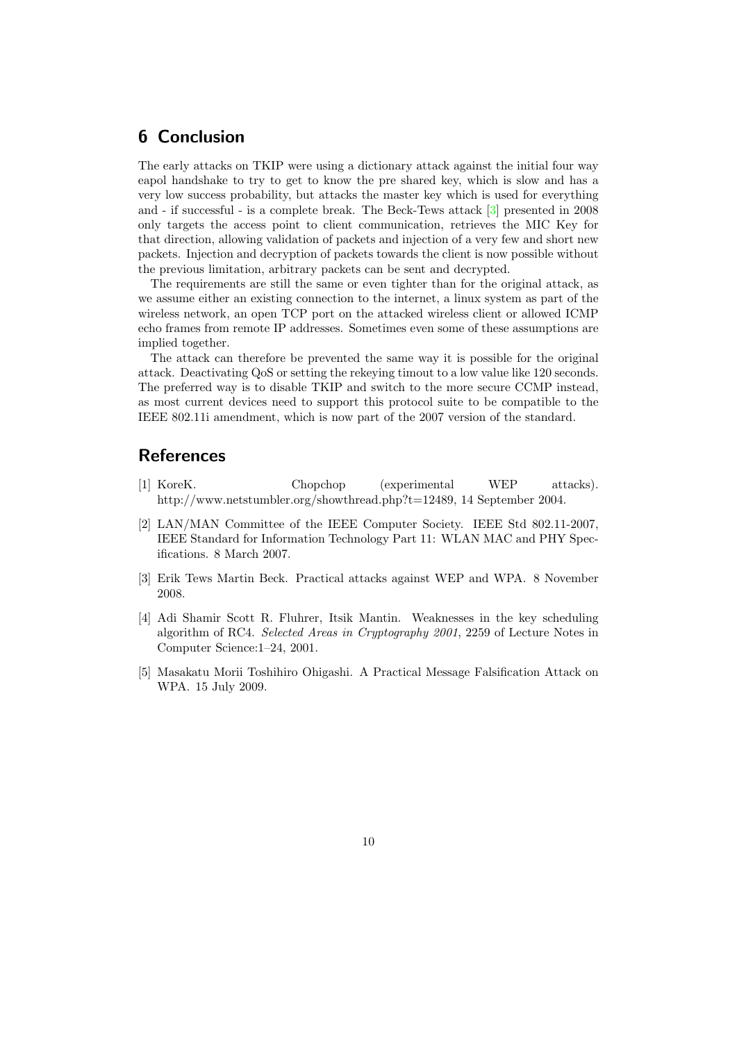# 6 Conclusion

The early attacks on TKIP were using a dictionary attack against the initial four way eapol handshake to try to get to know the pre shared key, which is slow and has a very low success probability, but attacks the master key which is used for everything and - if successful - is a complete break. The Beck-Tews attack [3] presented in 2008 only targets the access point to client communication, retrieves the MIC Key for that direction, allowing validation of packets and injection of a very few and short new packets. Injection and decryption of packets towards the client is now possible without the previous limitation, arbitrary packets can be sent and decrypted.

The requirements are still the same or even tighter than for the original attack, as we assume either an existing connection to the internet, a linux system as part of the wireless network, an open TCP port on the attacked wireless client or allowed ICMP echo frames from remote IP addresses. Sometimes even some of these assumptions are implied together.

The attack can therefore be prevented the same way it is possible for the original attack. Deactivating QoS or setting the rekeying timout to a low value like 120 seconds. The preferred way is to disable TKIP and switch to the more secure CCMP instead, as most current devices need to support this protocol suite to be compatible to the IEEE 802.11i amendment, which is now part of the 2007 version of the standard.

# References

[1] KoreK. Chopchop (experimental WEP attacks). http://www.netstumbler.org/showthread.php?t=12489, 14 September 2004.

[2] LAN/MAN Committee of the IEEE Computer Society. IEEE Std 802.11-2007, IEEE Standard for Information Technology Part 11: WLAN MAC and PHY Specifications. 8 March 2007.

[3] Erik Tews Martin Beck. Practical attacks against WEP and WPA. 8 November 2008.

[4] Adi Shamir Scott R. Fluhrer, Itsik Mantin. Weaknesses in the key scheduling algorithm of RC4. *Selected Areas in Cryptography 2001*, 2259 of Lecture Notes in Computer Science:1–24, 2001.

[5] Masakatu Morii Toshihiro Ohigashi. A Practical Message Falsification Attack on WPA. 15 July 2009.